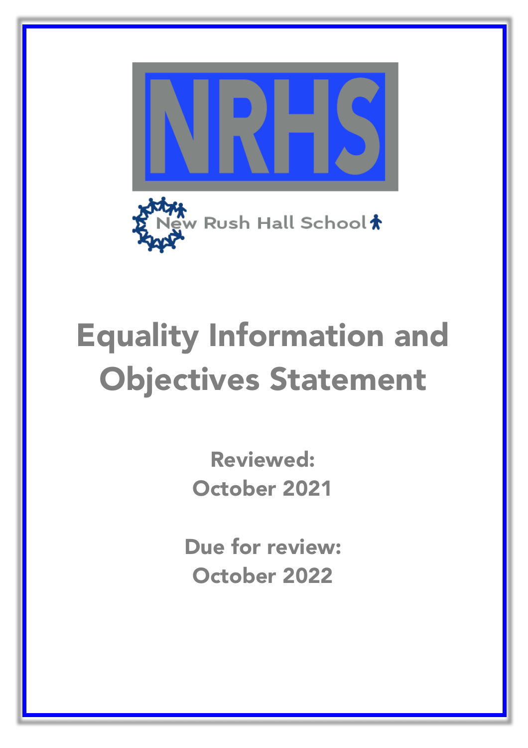NRHS

New Rush Hall School

# Equality Information and Objectives Statement

**Reviewed:**
**October 2021**

**Due for review:**
**October 2022**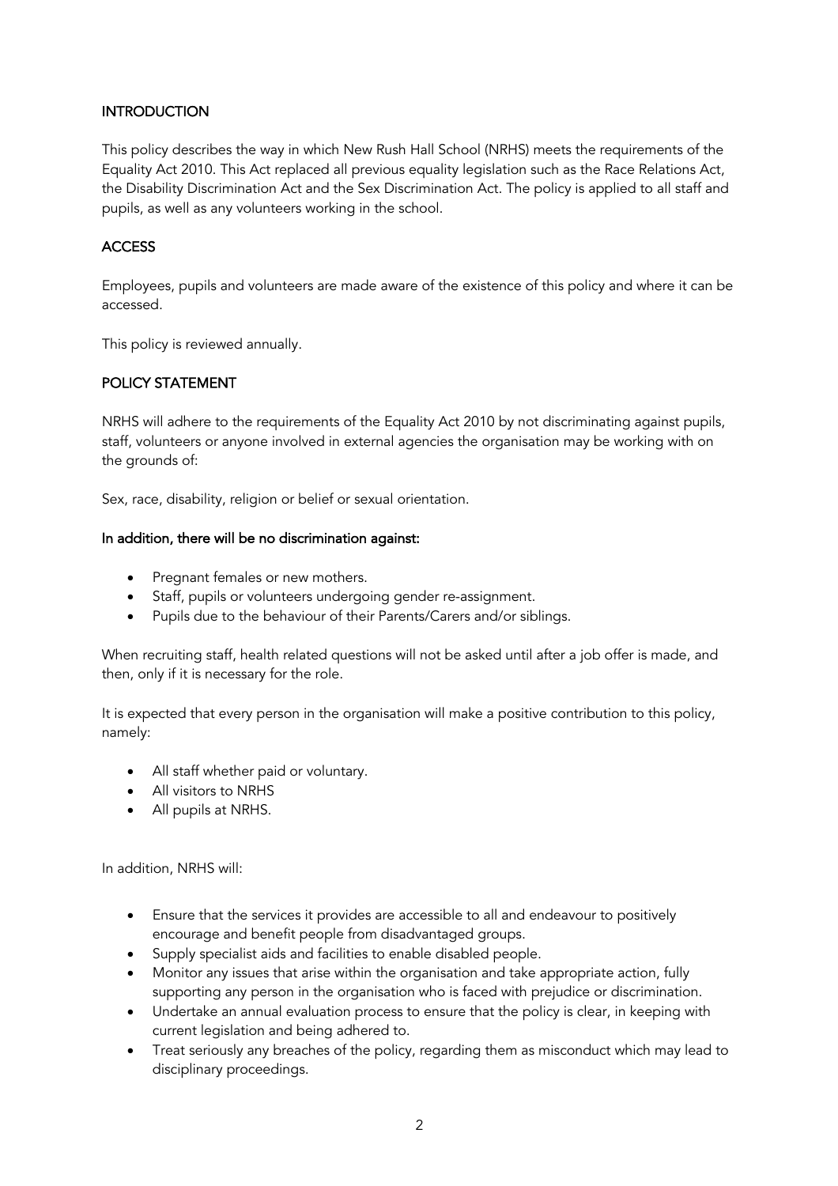## INTRODUCTION

This policy describes the way in which New Rush Hall School (NRHS) meets the requirements of the Equality Act 2010. This Act replaced all previous equality legislation such as the Race Relations Act, the Disability Discrimination Act and the Sex Discrimination Act. The policy is applied to all staff and pupils, as well as any volunteers working in the school.

## ACCESS

Employees, pupils and volunteers are made aware of the existence of this policy and where it can be accessed.

This policy is reviewed annually.

## POLICY STATEMENT

NRHS will adhere to the requirements of the Equality Act 2010 by not discriminating against pupils, staff, volunteers or anyone involved in external agencies the organisation may be working with on the grounds of:

Sex, race, disability, religion or belief or sexual orientation.

**In addition, there will be no discrimination against:**

- Pregnant females or new mothers.
- Staff, pupils or volunteers undergoing gender re-assignment.
- Pupils due to the behaviour of their Parents/Carers and/or siblings.

When recruiting staff, health related questions will not be asked until after a job offer is made, and then, only if it is necessary for the role.

It is expected that every person in the organisation will make a positive contribution to this policy, namely:

- All staff whether paid or voluntary.
- All visitors to NRHS
- All pupils at NRHS.

In addition, NRHS will:

- Ensure that the services it provides are accessible to all and endeavour to positively encourage and benefit people from disadvantaged groups.
- Supply specialist aids and facilities to enable disabled people.
- Monitor any issues that arise within the organisation and take appropriate action, fully supporting any person in the organisation who is faced with prejudice or discrimination.
- Undertake an annual evaluation process to ensure that the policy is clear, in keeping with current legislation and being adhered to.
- Treat seriously any breaches of the policy, regarding them as misconduct which may lead to disciplinary proceedings.